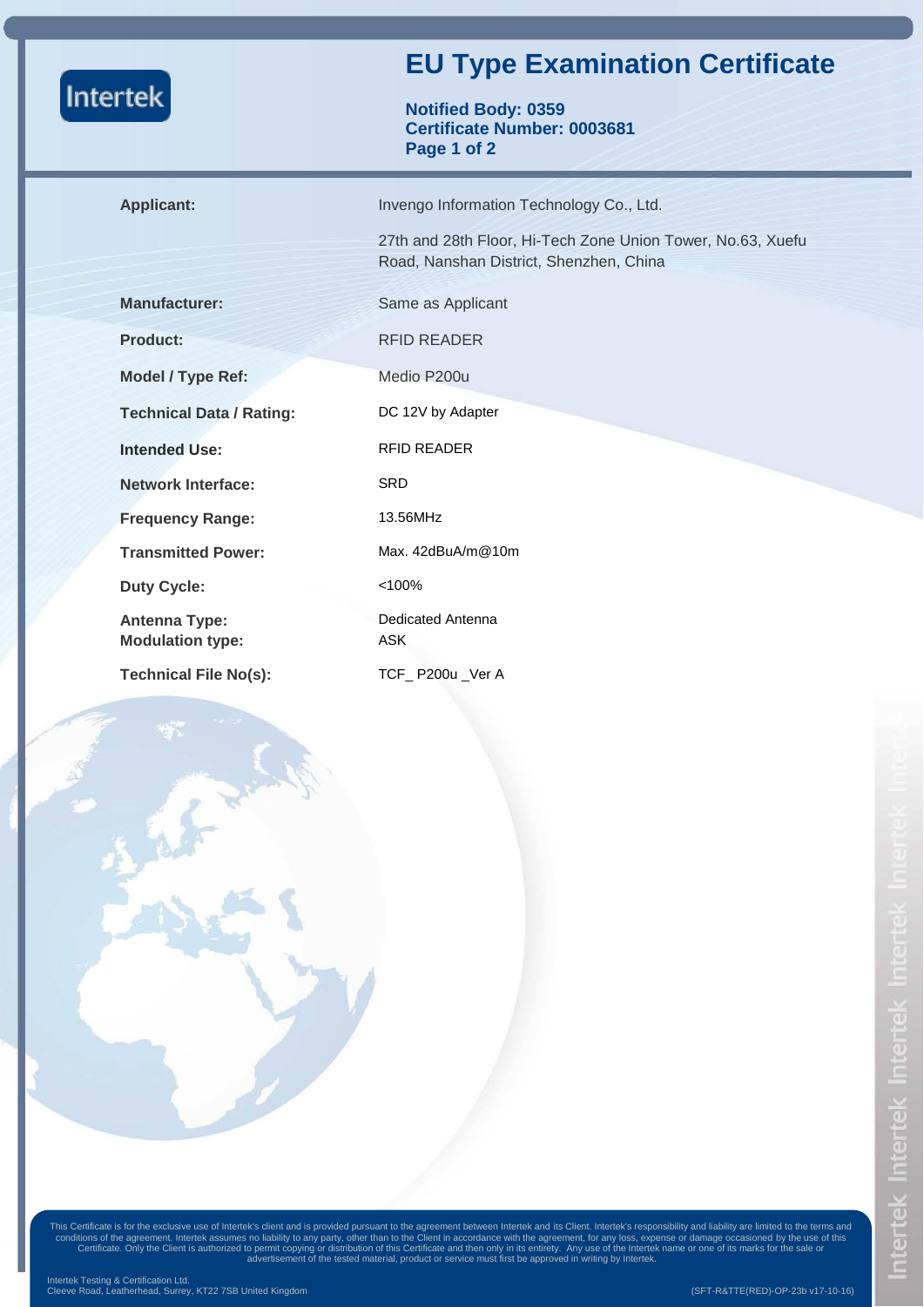Intertek

# EU Type Examination Certificate

**Notified Body: 0359**
**Certificate Number: 0003681**
**Page 1 of 2**

| | |
|---|---|
| **Applicant:** | Invengo Information Technology Co., Ltd.<br>27th and 28th Floor, Hi-Tech Zone Union Tower, No.63, Xuefu Road, Nanshan District, Shenzhen, China |
| **Manufacturer:** | Same as Applicant |
| **Product:** | RFID READER |
| **Model / Type Ref:** | Medio P200u |
| **Technical Data / Rating:** | DC 12V by Adapter |
| **Intended Use:** | RFID READER |
| **Network Interface:** | SRD |
| **Frequency Range:** | 13.56MHz |
| **Transmitted Power:** | Max. 42dBuA/m@10m |
| **Duty Cycle:** | <100% |
| **Antenna Type:** | Dedicated Antenna |
| **Modulation type:** | ASK |
| **Technical File No(s):** | TCF_ P200u _Ver A |

This Certificate is for the exclusive use of Intertek's client and is provided pursuant to the agreement between Intertek and its Client. Intertek's responsibility and liability are limited to the terms and conditions of the agreement. Intertek assumes no liability to any party, other than to the Client in accordance with the agreement, for any loss, expense or damage occasioned by the use of this Certificate. Only the Client is authorized to permit copying or distribution of this Certificate and then only in its entirety. Any use of the Intertek name or one of its marks for the sale or advertisement of the tested material, product or service must first be approved in writing by Intertek.

Intertek Testing & Certification Ltd.
Cleeve Road, Leatherhead, Surrey, KT22 7SB United Kingdom

(SFT-R&TTE(RED)-OP-23b v17-10-16)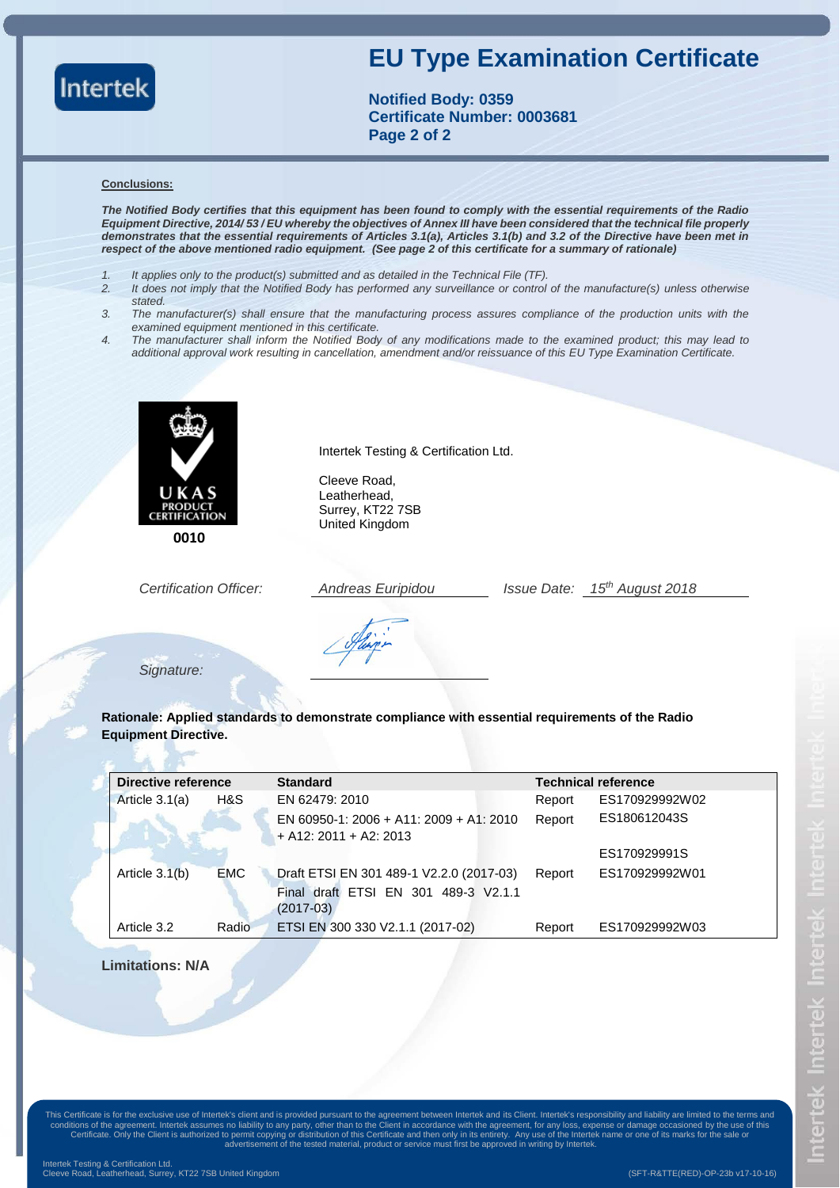# EU Type Examination Certificate

**Notified Body: 0359**
**Certificate Number: 0003681**

**Conclusions:**

***The Notified Body certifies that this equipment has been found to comply with the essential requirements of the Radio Equipment Directive, 2014/ 53 / EU whereby the objectives of Annex III have been considered that the technical file properly demonstrates that the essential requirements of Articles 3.1(a), Articles 3.1(b) and 3.2 of the Directive have been met in respect of the above mentioned radio equipment. (See page 2 of this certificate for a summary of rationale)***

1. *It applies only to the product(s) submitted and as detailed in the Technical File (TF).*
2. *It does not imply that the Notified Body has performed any surveillance or control of the manufacture(s) unless otherwise stated.*
3. *The manufacturer(s) shall ensure that the manufacturing process assures compliance of the production units with the examined equipment mentioned in this certificate.*
4. *The manufacturer shall inform the Notified Body of any modifications made to the examined product; this may lead to additional approval work resulting in cancellation, amendment and/or reissuance of this EU Type Examination Certificate.*

UKAS PRODUCT CERTIFICATION
**0010**

Intertek Testing & Certification Ltd.

Cleeve Road,
Leatherhead,
Surrey, KT22 7SB
United Kingdom

*Certification Officer:* *Andreas Euripidou* *Issue Date:* *15th August 2018*

*Signature:*

**Rationale: Applied standards to demonstrate compliance with essential requirements of the Radio Equipment Directive.**

| Directive reference | | Standard | Technical reference | |
|---|---|---|---|---|
| Article 3.1(a) | H&S | EN 62479: 2010 | Report | ES170929992W02 |
| | | EN 60950-1: 2006 + A11: 2009 + A1: 2010 + A12: 2011 + A2: 2013 | Report | ES180612043S |
| | | | | ES170929991S |
| Article 3.1(b) | EMC | Draft ETSI EN 301 489-1 V2.2.0 (2017-03) | Report | ES170929992W01 |
| | | Final draft ETSI EN 301 489-3 V2.1.1 (2017-03) | | |
| Article 3.2 | Radio | ETSI EN 300 330 V2.1.1 (2017-02) | Report | ES170929992W03 |

**Limitations: N/A**

This Certificate is for the exclusive use of Intertek's client and is provided pursuant to the agreement between Intertek and its Client. Intertek's responsibility and liability are limited to the terms and conditions of the agreement. Intertek assumes no liability to any party, other than to the Client in accordance with the agreement, for any loss, expense or damage occasioned by the use of this Certificate. Only the Client is authorized to permit copying or distribution of this Certificate and then only in its entirety. Any use of the Intertek name or one of its marks for the sale or advertisement of the tested material, product or service must first be approved in writing by Intertek.

Intertek Testing & Certification Ltd.
Cleeve Road, Leatherhead, Surrey, KT22 7SB United Kingdom

(SFT-R&TTE(RED)-OP-23b v17-10-16)